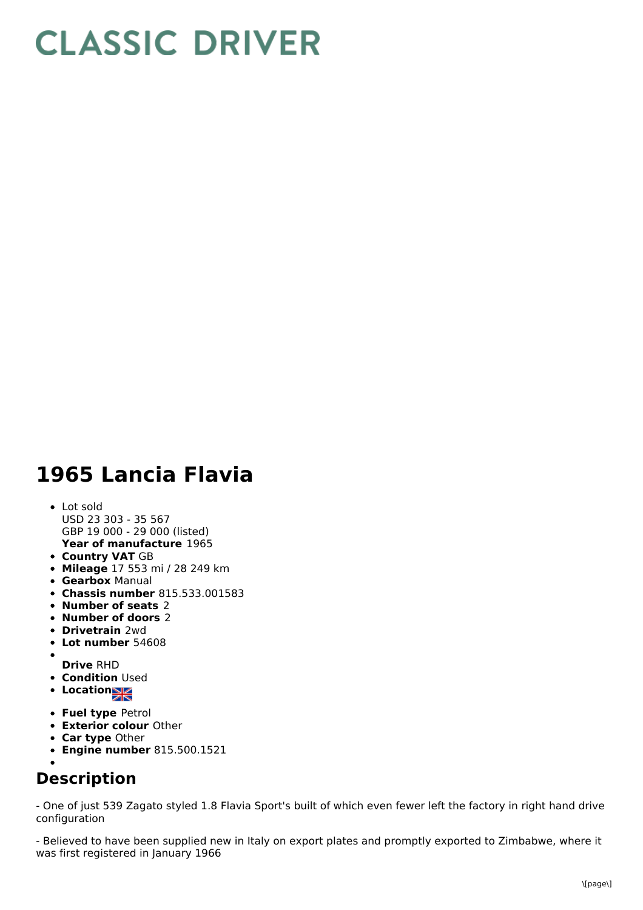# CLASSIC DRIVER

# 1965 Lancia Flavia

- Lot sold
  USD 23 303 - 35 567
  GBP 19 000 - 29 000 (listed)
  **Year of manufacture** 1965
- **Country VAT** GB
- **Mileage** 17 553 mi / 28 249 km
- **Gearbox** Manual
- **Chassis number** 815.533.001583
- **Number of seats** 2
- **Number of doors** 2
- **Drivetrain** 2wd
- **Lot number** 54608
- **Drive** RHD
- **Condition** Used
- **Location**
- **Fuel type** Petrol
- **Exterior colour** Other
- **Car type** Other
- **Engine number** 815.500.1521

## Description

- One of just 539 Zagato styled 1.8 Flavia Sport's built of which even fewer left the factory in right hand drive configuration

- Believed to have been supplied new in Italy on export plates and promptly exported to Zimbabwe, where it was first registered in January 1966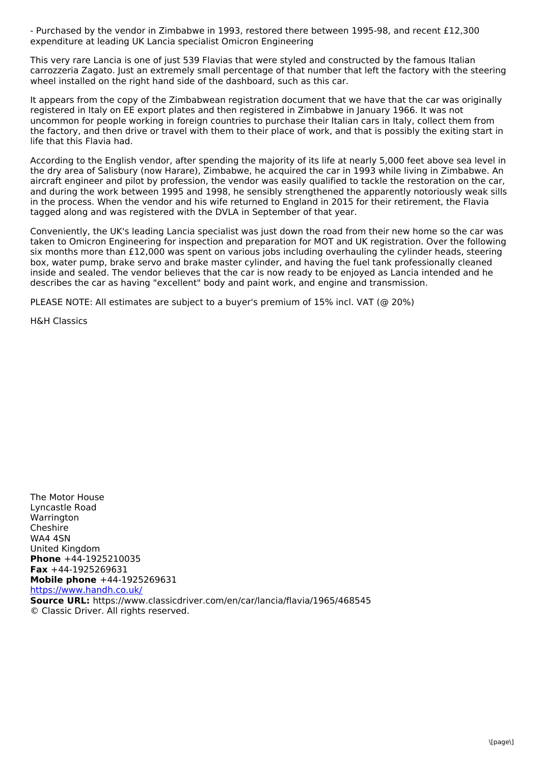- Purchased by the vendor in Zimbabwe in 1993, restored there between 1995-98, and recent £12,300 expenditure at leading UK Lancia specialist Omicron Engineering

This very rare Lancia is one of just 539 Flavias that were styled and constructed by the famous Italian carrozzeria Zagato. Just an extremely small percentage of that number that left the factory with the steering wheel installed on the right hand side of the dashboard, such as this car.

It appears from the copy of the Zimbabwean registration document that we have that the car was originally registered in Italy on EE export plates and then registered in Zimbabwe in January 1966. It was not uncommon for people working in foreign countries to purchase their Italian cars in Italy, collect them from the factory, and then drive or travel with them to their place of work, and that is possibly the exiting start in life that this Flavia had.

According to the English vendor, after spending the majority of its life at nearly 5,000 feet above sea level in the dry area of Salisbury (now Harare), Zimbabwe, he acquired the car in 1993 while living in Zimbabwe. An aircraft engineer and pilot by profession, the vendor was easily qualified to tackle the restoration on the car, and during the work between 1995 and 1998, he sensibly strengthened the apparently notoriously weak sills in the process. When the vendor and his wife returned to England in 2015 for their retirement, the Flavia tagged along and was registered with the DVLA in September of that year.

Conveniently, the UK's leading Lancia specialist was just down the road from their new home so the car was taken to Omicron Engineering for inspection and preparation for MOT and UK registration. Over the following six months more than £12,000 was spent on various jobs including overhauling the cylinder heads, steering box, water pump, brake servo and brake master cylinder, and having the fuel tank professionally cleaned inside and sealed. The vendor believes that the car is now ready to be enjoyed as Lancia intended and he describes the car as having "excellent" body and paint work, and engine and transmission.

PLEASE NOTE: All estimates are subject to a buyer's premium of 15% incl. VAT (@ 20%)

H&H Classics

The Motor House
Lyncastle Road
Warrington
Cheshire
WA4 4SN
United Kingdom
**Phone** +44-1925210035
**Fax** +44-1925269631
**Mobile phone** +44-1925269631
https://www.handh.co.uk/
**Source URL:** https://www.classicdriver.com/en/car/lancia/flavia/1965/468545
© Classic Driver. All rights reserved.